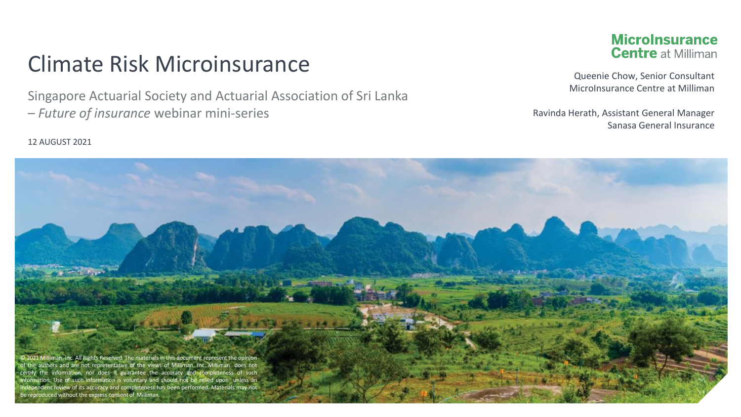# Climate Risk Microinsurance

Singapore Actuarial Society and Actuarial Association of Sri Lanka – *Future of insurance* webinar mini-series

12 AUGUST 2021

**MicroInsurance Centre** at Milliman

Queenie Chow, Senior Consultant
MicroInsurance Centre at Milliman

Ravinda Herath, Assistant General Manager
Sanasa General Insurance

© 2021 Milliman, Inc. All Rights Reserved. The materials in this document represent the opinion of the authors and are not representative of the views of Milliman, Inc. Milliman does not certify the information, nor does it guarantee the accuracy and completeness of such information. Use of such information is voluntary and should not be relied upon unless an independent review of its accuracy and completeness has been performed. Materials may not be reproduced without the express consent of Milliman.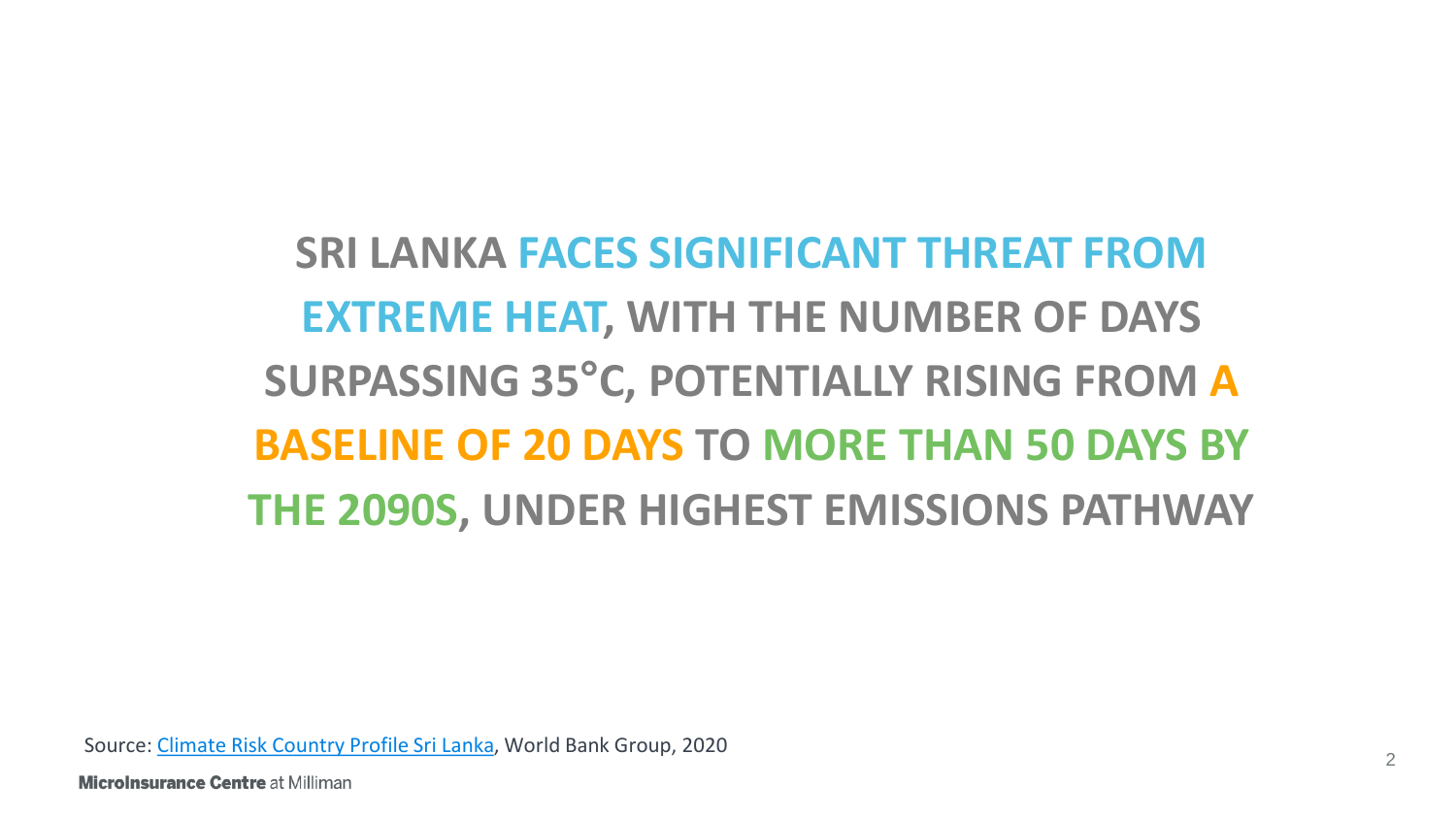**SRI LANKA FACES SIGNIFICANT THREAT FROM EXTREME HEAT, WITH THE NUMBER OF DAYS SURPASSING 35°C, POTENTIALLY RISING FROM A BASELINE OF 20 DAYS TO MORE THAN 50 DAYS BY THE 2090S, UNDER HIGHEST EMISSIONS PATHWAY**

Source: Climate Risk Country Profile Sri Lanka, World Bank Group, 2020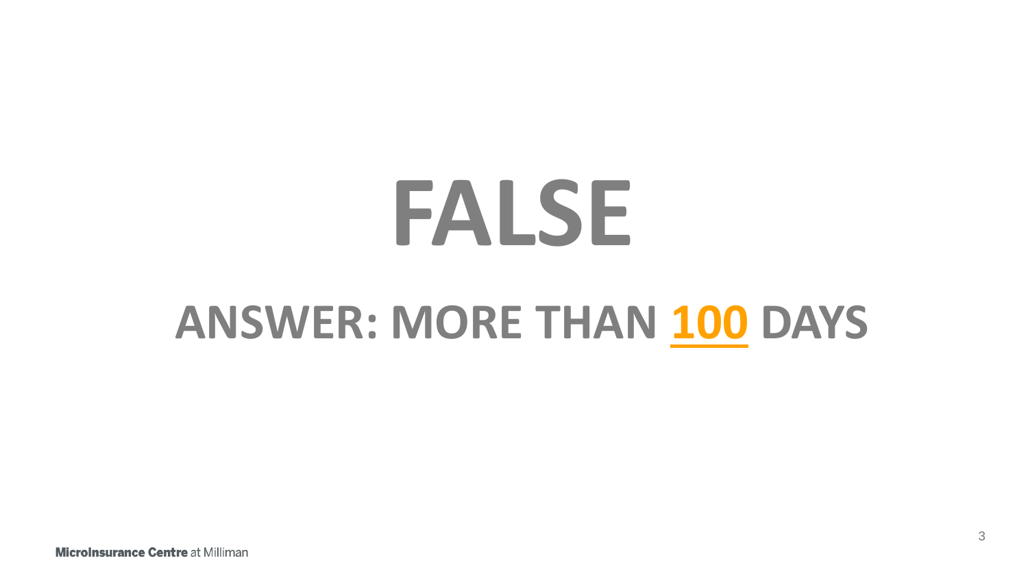# FALSE

## ANSWER: MORE THAN 100 DAYS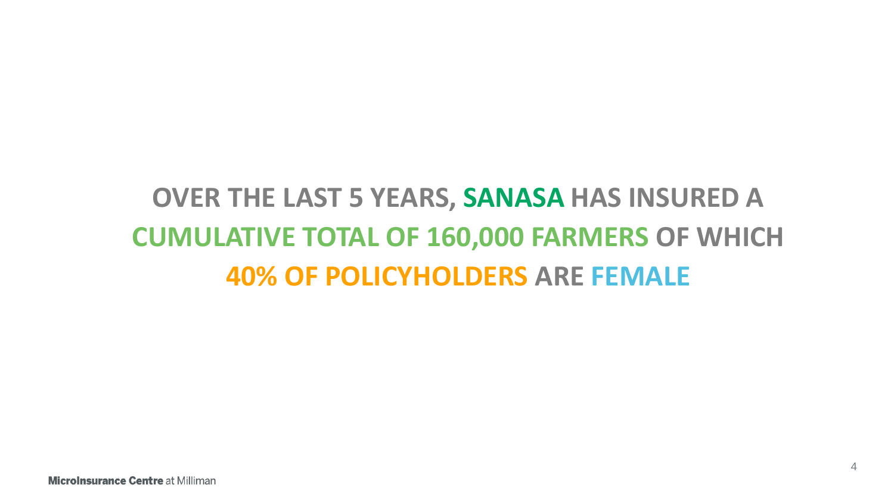**OVER THE LAST 5 YEARS, SANASA HAS INSURED A CUMULATIVE TOTAL OF 160,000 FARMERS OF WHICH 40% OF POLICYHOLDERS ARE FEMALE**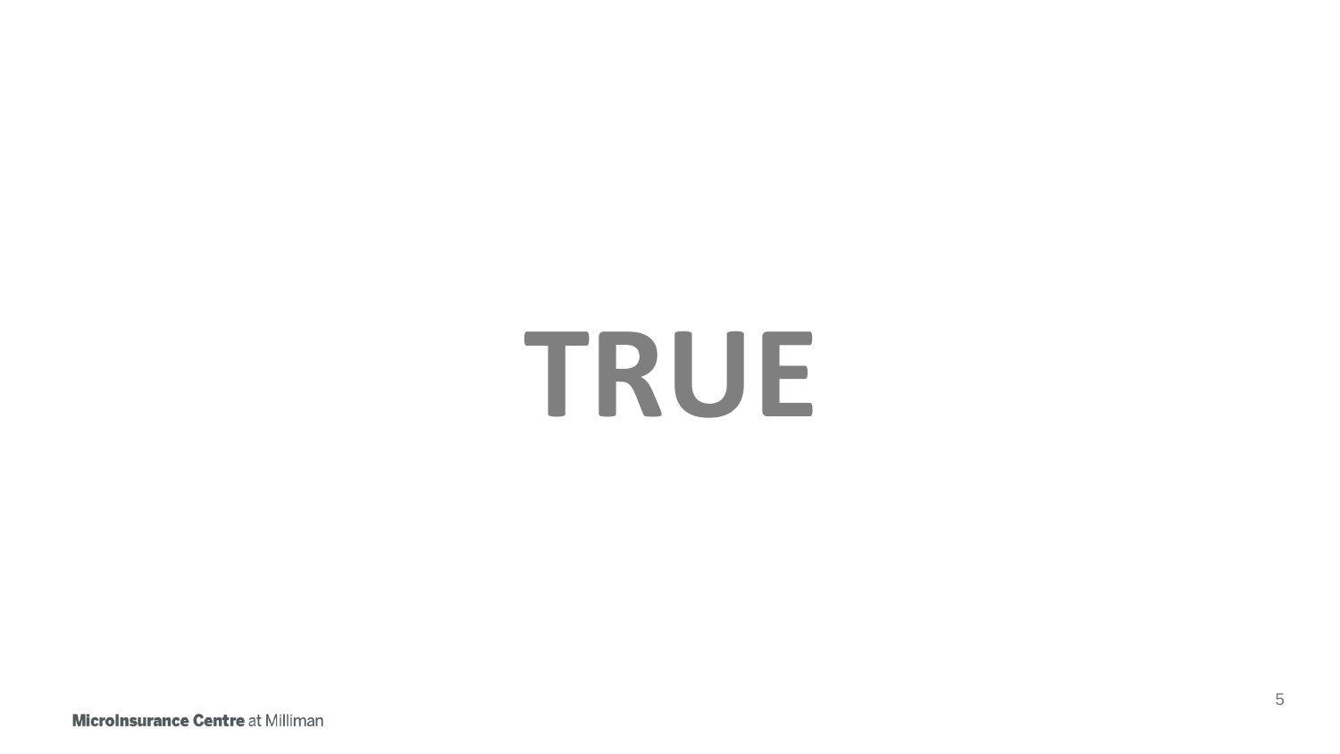# TRUE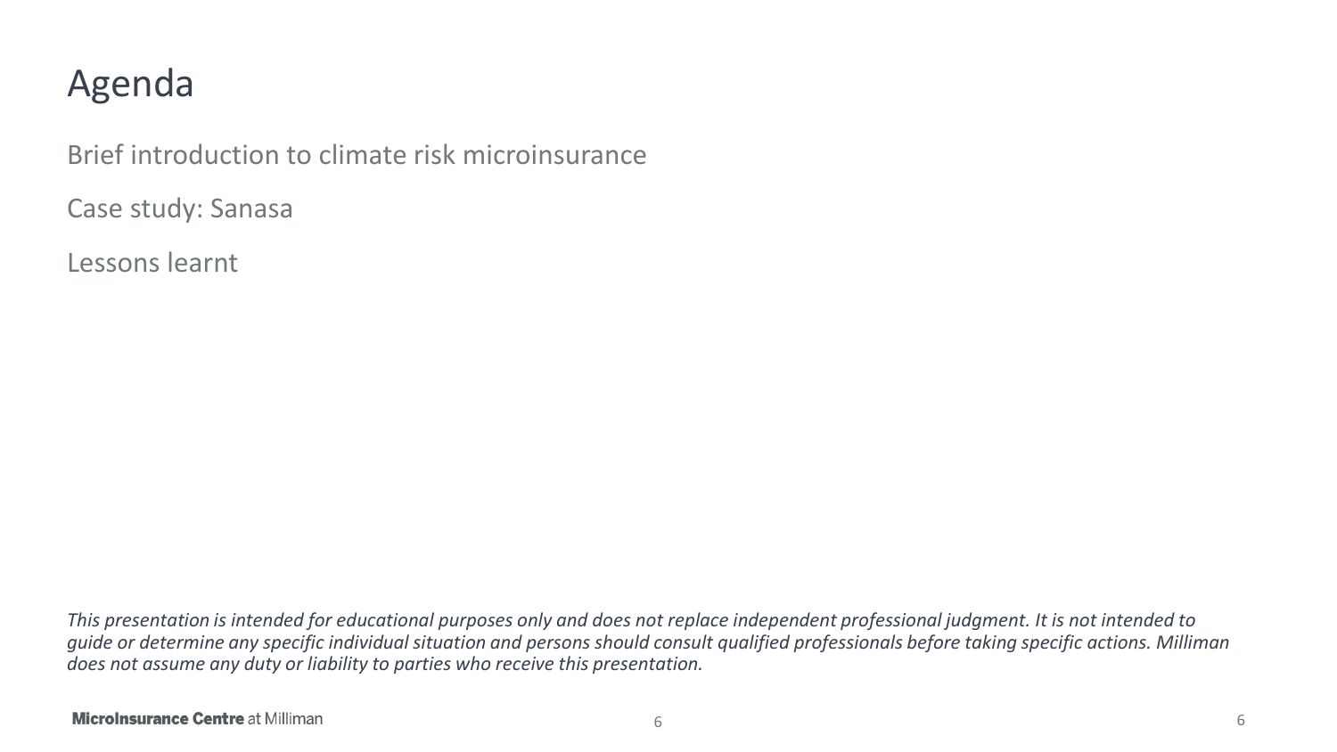# Agenda

Brief introduction to climate risk microinsurance

Case study: Sanasa

Lessons learnt

*This presentation is intended for educational purposes only and does not replace independent professional judgment. It is not intended to guide or determine any specific individual situation and persons should consult qualified professionals before taking specific actions. Milliman does not assume any duty or liability to parties who receive this presentation.*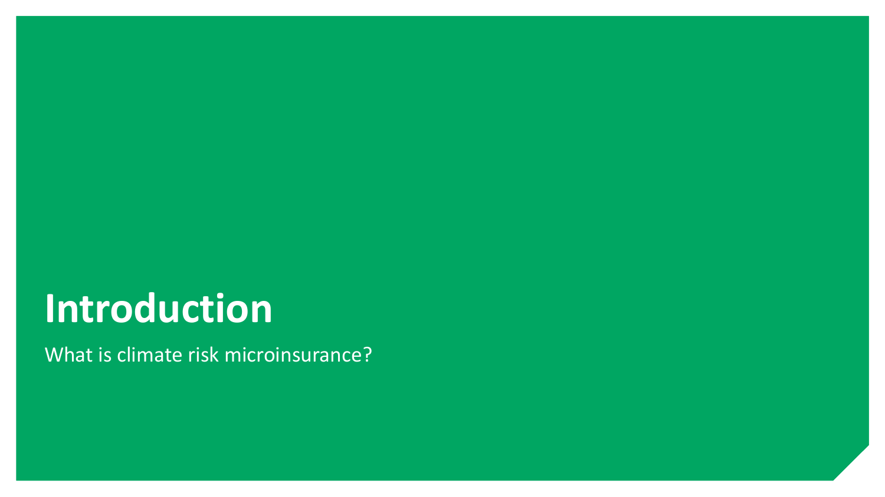# Introduction

What is climate risk microinsurance?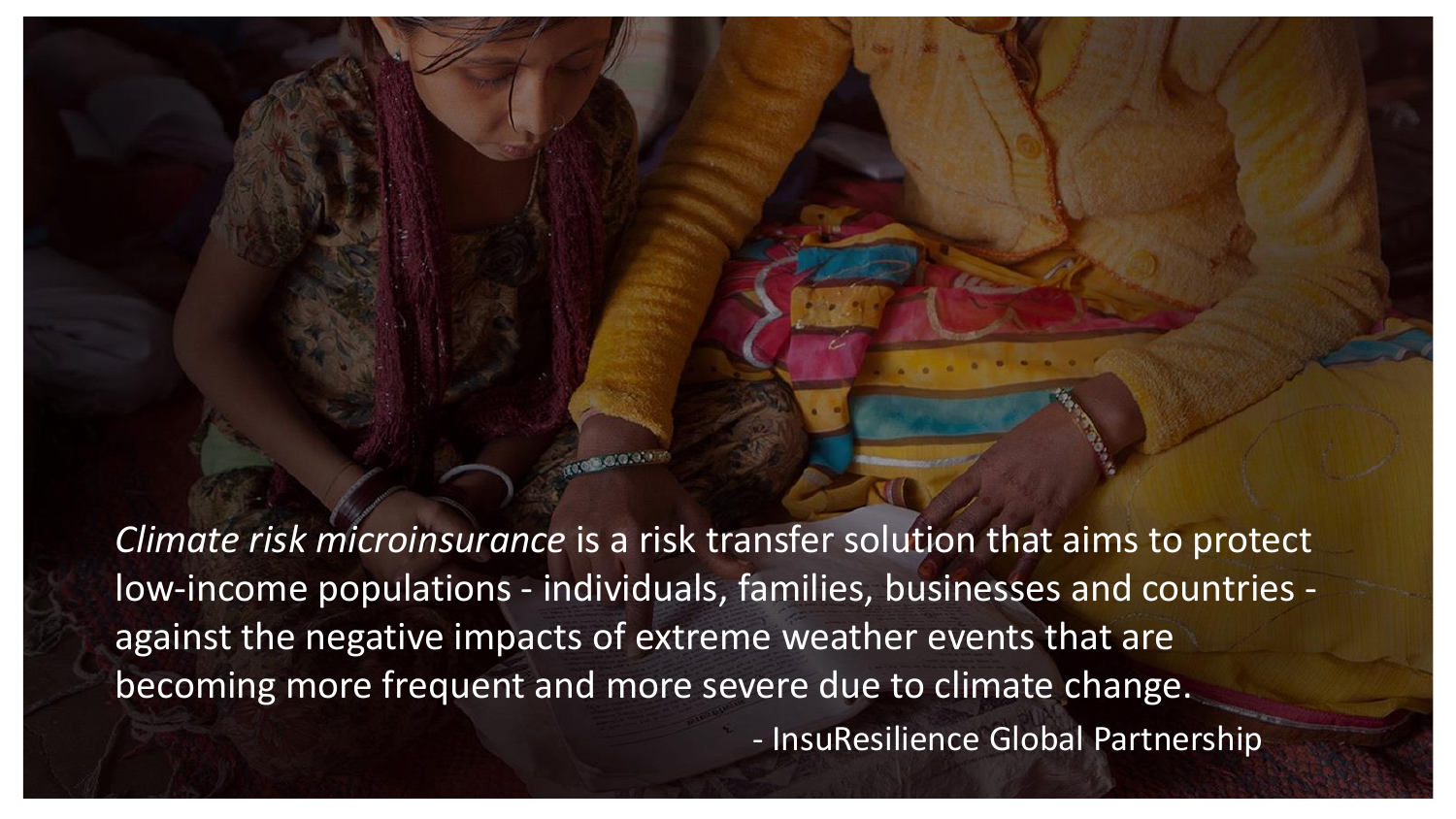*Climate risk microinsurance* is a risk transfer solution that aims to protect low-income populations - individuals, families, businesses and countries - against the negative impacts of extreme weather events that are becoming more frequent and more severe due to climate change.

- InsuResilience Global Partnership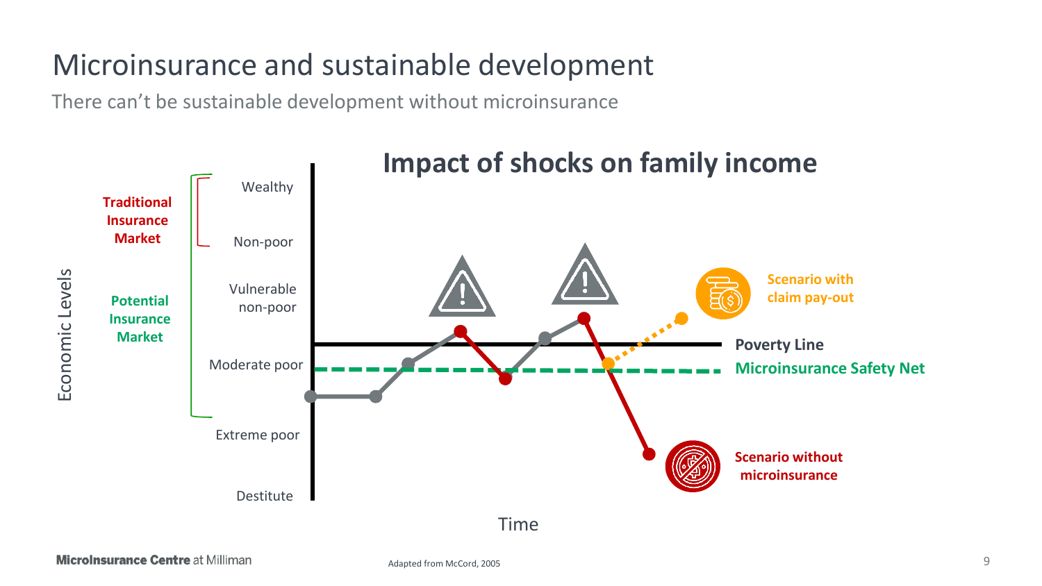# Microinsurance and sustainable development

There can't be sustainable development without microinsurance

## Impact of shocks on family income

Economic Levels

**Traditional Insurance Market**

**Potential Insurance Market**

Wealthy

Non-poor

Vulnerable non-poor

Moderate poor

Extreme poor

Destitute

**Scenario with claim pay-out**

**Poverty Line**

**Microinsurance Safety Net**

**Scenario without microinsurance**

Time

Adapted from McCord, 2005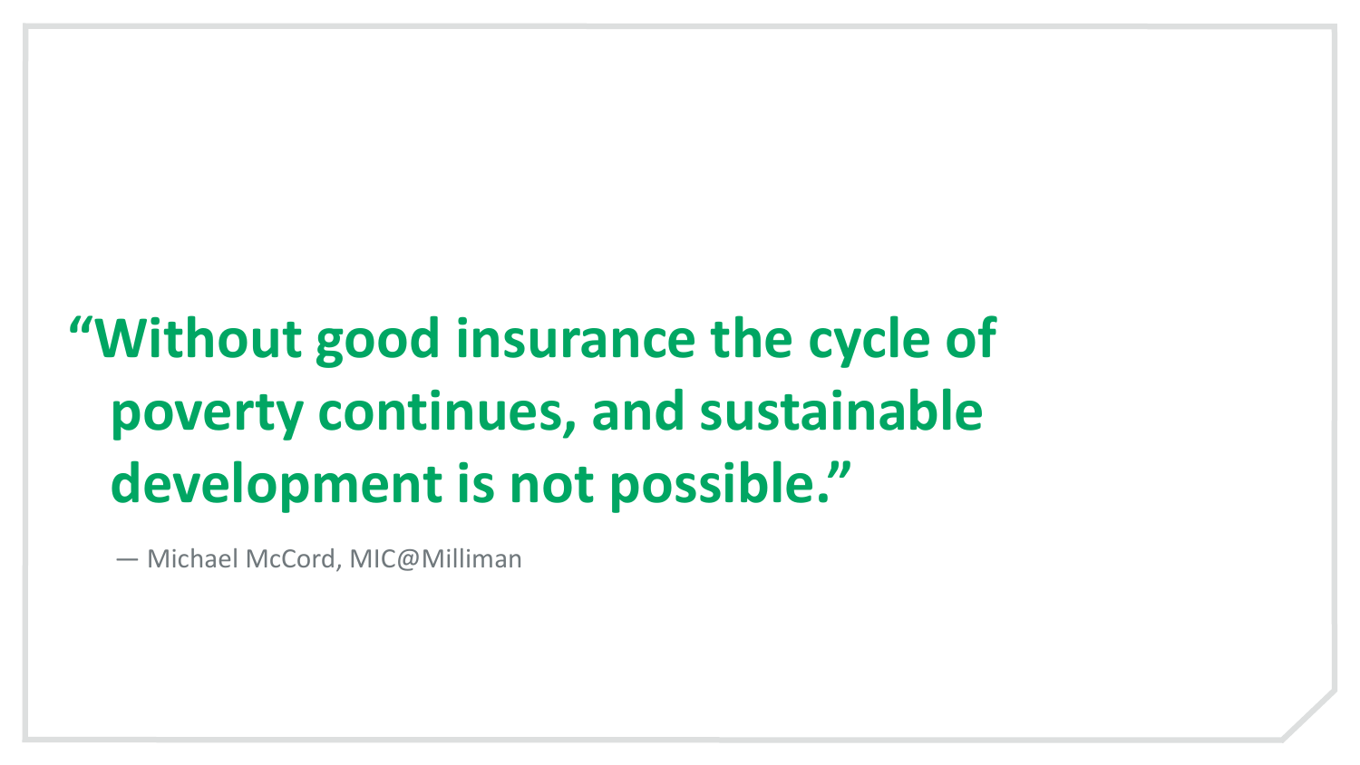**“Without good insurance the cycle of poverty continues, and sustainable development is not possible.”**

— Michael McCord, MIC@Milliman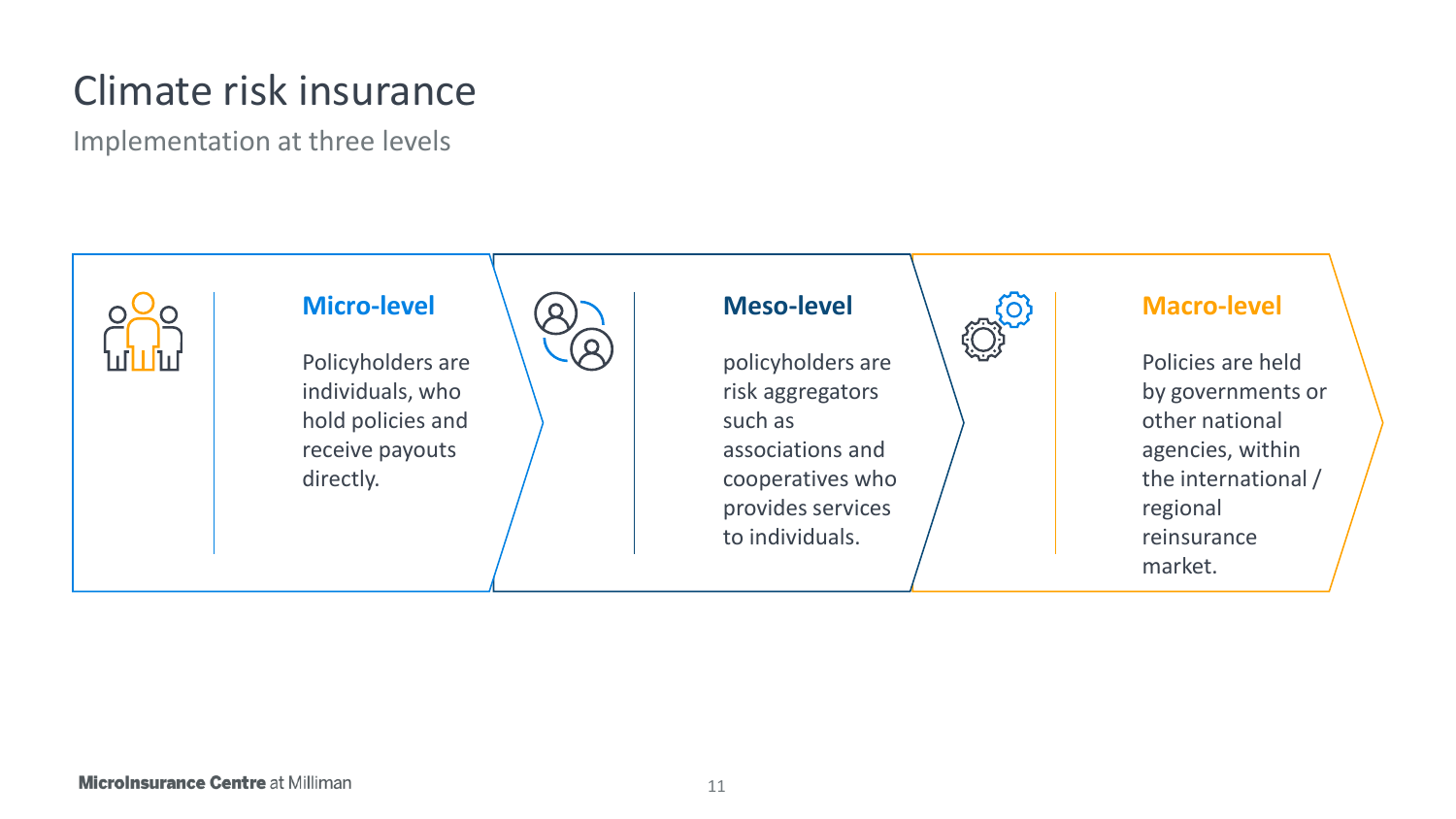# Climate risk insurance

Implementation at three levels

### Micro-level

Policyholders are individuals, who hold policies and receive payouts directly.

### Meso-level

policyholders are risk aggregators such as associations and cooperatives who provides services to individuals.

### Macro-level

Policies are held by governments or other national agencies, within the international / regional reinsurance market.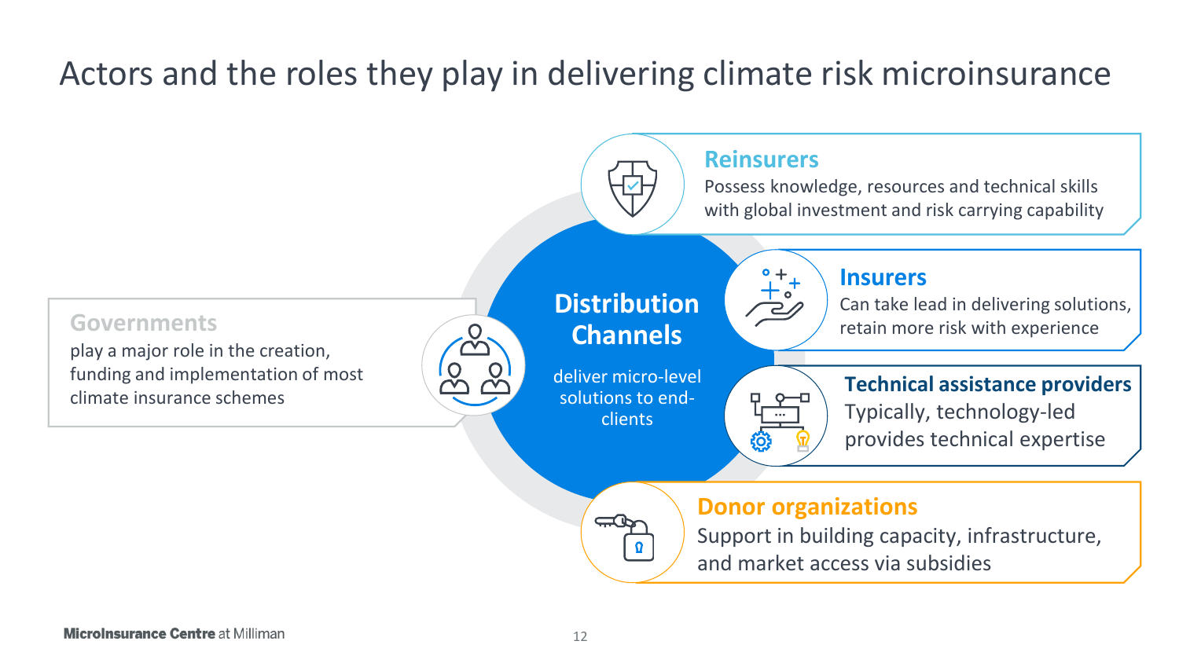# Actors and the roles they play in delivering climate risk microinsurance

**Governments**
play a major role in the creation, funding and implementation of most climate insurance schemes

**Distribution Channels**
deliver micro-level solutions to end-clients

**Reinsurers**
Possess knowledge, resources and technical skills with global investment and risk carrying capability

**Insurers**
Can take lead in delivering solutions, retain more risk with experience

**Technical assistance providers**
Typically, technology-led provides technical expertise

**Donor organizations**
Support in building capacity, infrastructure, and market access via subsidies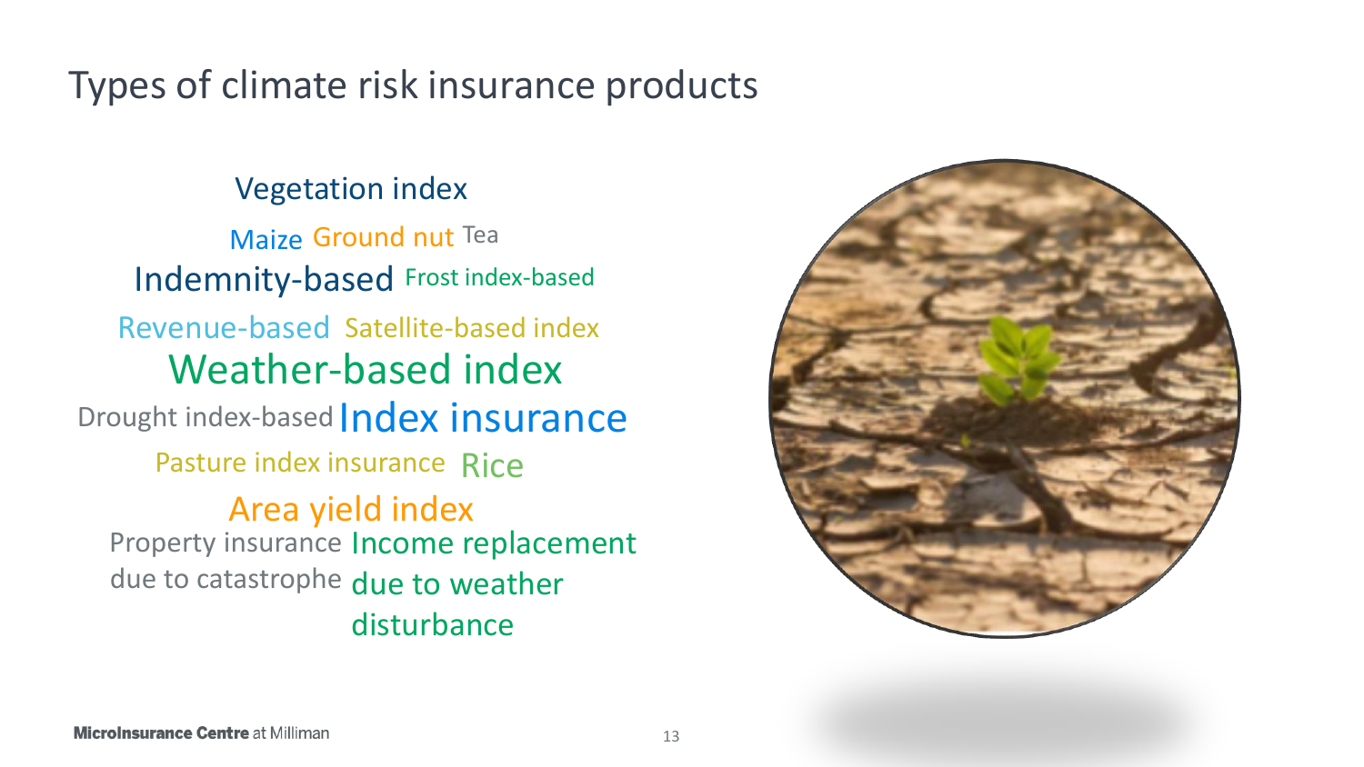# Types of climate risk insurance products

Vegetation index

Maize Ground nut Tea

Indemnity-based Frost index-based

Revenue-based Satellite-based index

Weather-based index

Drought index-based Index insurance

Pasture index insurance Rice

Area yield index

Property insurance due to catastrophe

Income replacement due to weather disturbance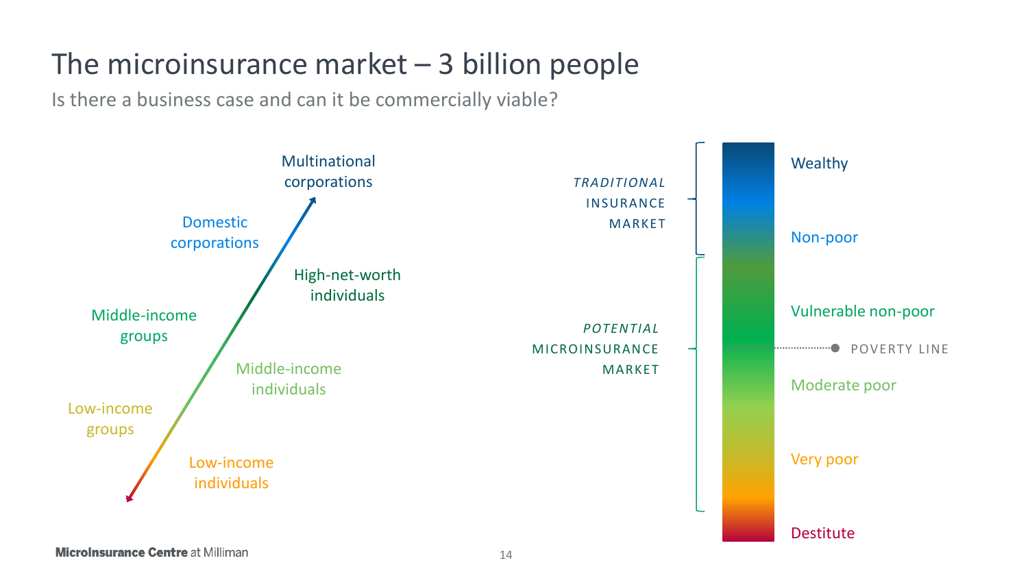# The microinsurance market – 3 billion people

Is there a business case and can it be commercially viable?

Multinational corporations

Domestic corporations

High-net-worth individuals

Middle-income groups

Middle-income individuals

Low-income groups

Low-income individuals

*TRADITIONAL* INSURANCE MARKET

*POTENTIAL* MICROINSURANCE MARKET

Wealthy

Non-poor

Vulnerable non-poor

POVERTY LINE

Moderate poor

Very poor

Destitute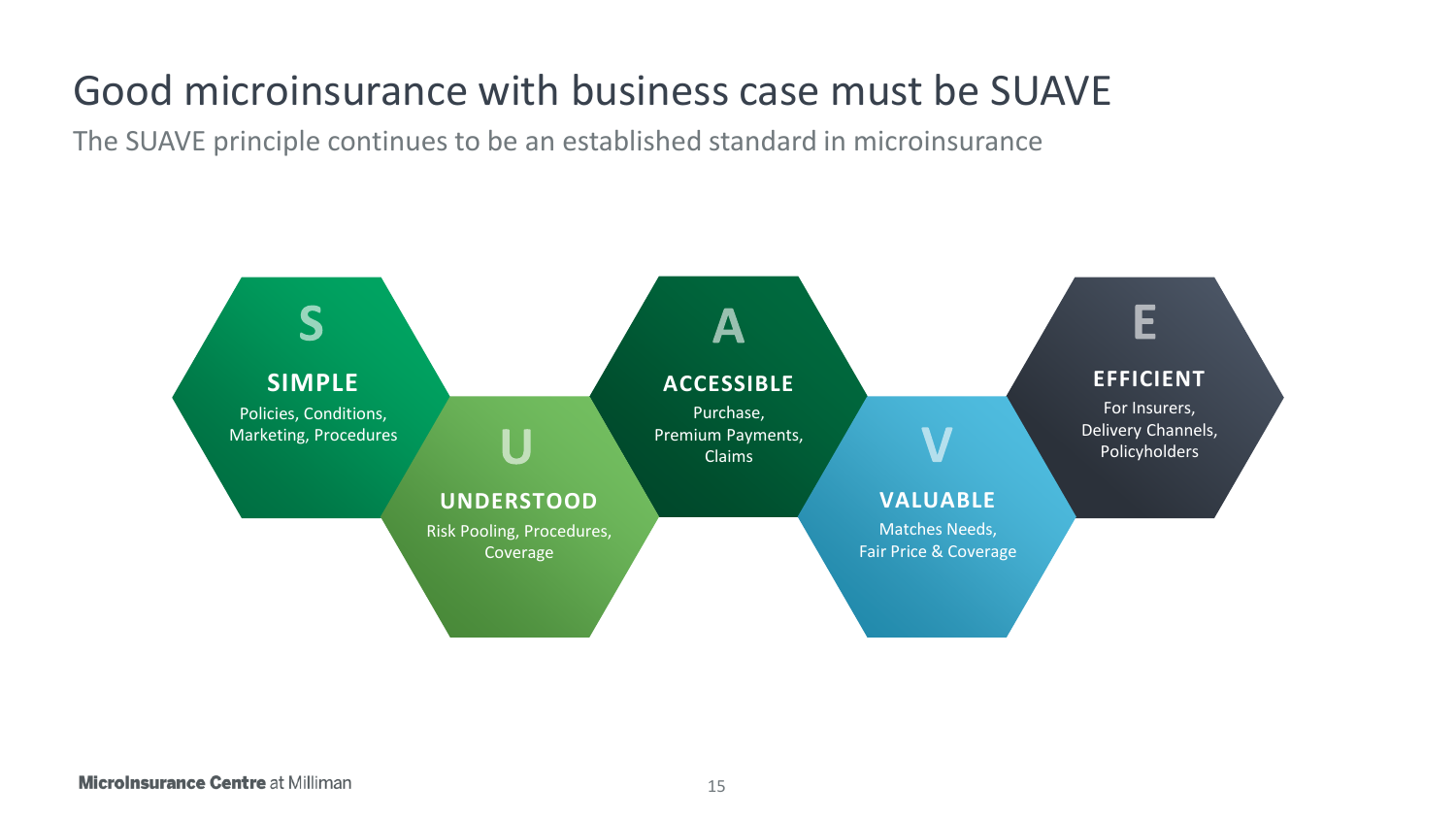# Good microinsurance with business case must be SUAVE

The SUAVE principle continues to be an established standard in microinsurance

**S**

**SIMPLE**

Policies, Conditions, Marketing, Procedures

**U**

**UNDERSTOOD**

Risk Pooling, Procedures, Coverage

**A**

**ACCESSIBLE**

Purchase, Premium Payments, Claims

**V**

**VALUABLE**

Matches Needs, Fair Price & Coverage

**E**

**EFFICIENT**

For Insurers, Delivery Channels, Policyholders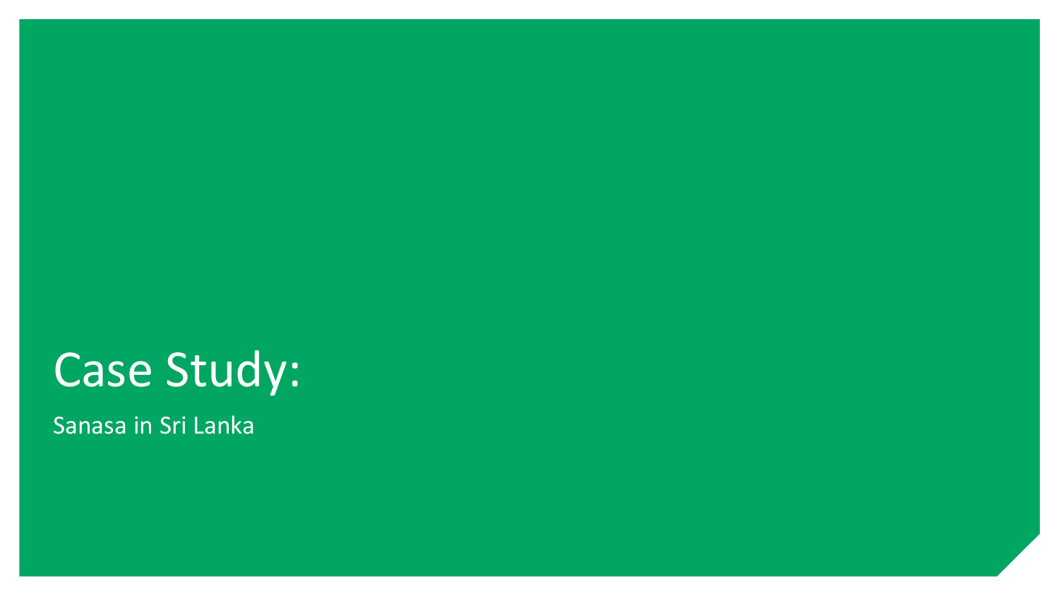# Case Study:

Sanasa in Sri Lanka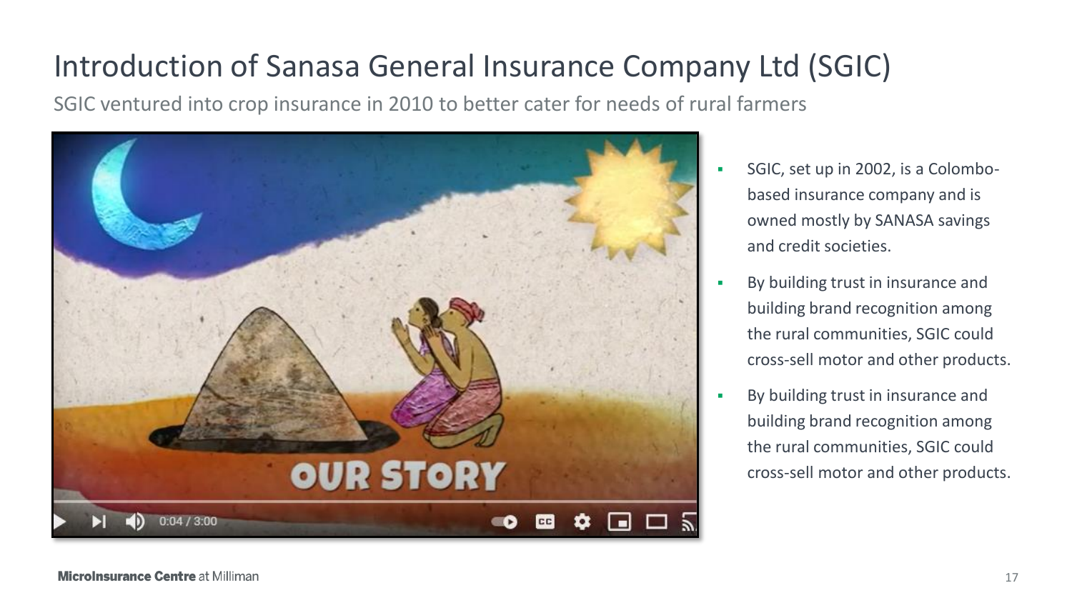# Introduction of Sanasa General Insurance Company Ltd (SGIC)

SGIC ventured into crop insurance in 2010 to better cater for needs of rural farmers

- SGIC, set up in 2002, is a Colombo-based insurance company and is owned mostly by SANASA savings and credit societies.
- By building trust in insurance and building brand recognition among the rural communities, SGIC could cross-sell motor and other products.
- By building trust in insurance and building brand recognition among the rural communities, SGIC could cross-sell motor and other products.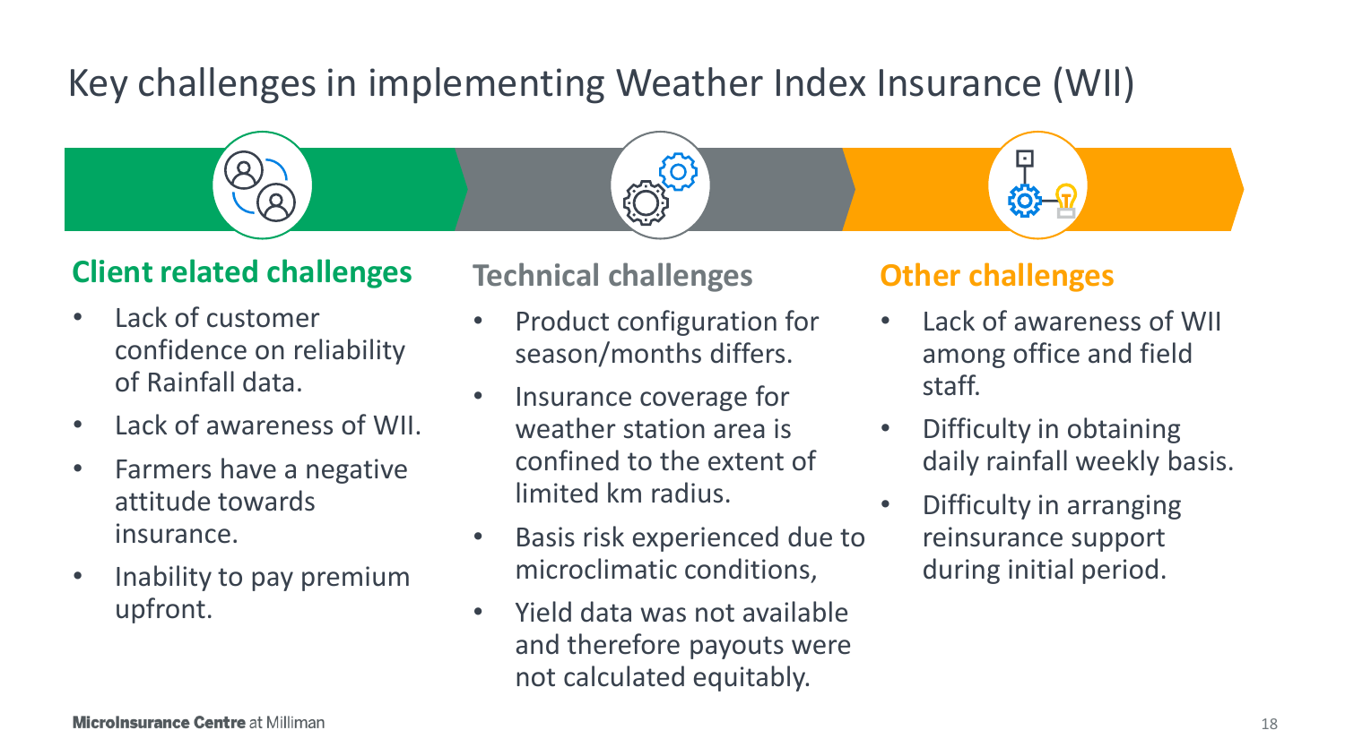# Key challenges in implementing Weather Index Insurance (WII)

## Client related challenges

- Lack of customer confidence on reliability of Rainfall data.
- Lack of awareness of WII.
- Farmers have a negative attitude towards insurance.
- Inability to pay premium upfront.

## Technical challenges

- Product configuration for season/months differs.
- Insurance coverage for weather station area is confined to the extent of limited km radius.
- Basis risk experienced due to microclimatic conditions,
- Yield data was not available and therefore payouts were not calculated equitably.

## Other challenges

- Lack of awareness of WII among office and field staff.
- Difficulty in obtaining daily rainfall weekly basis.
- Difficulty in arranging reinsurance support during initial period.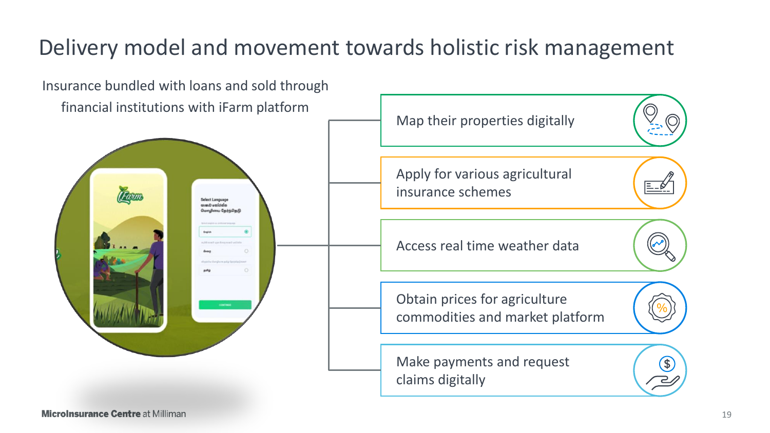# Delivery model and movement towards holistic risk management

Insurance bundled with loans and sold through financial institutions with iFarm platform

- Map their properties digitally
- Apply for various agricultural insurance schemes
- Access real time weather data
- Obtain prices for agriculture commodities and market platform
- Make payments and request claims digitally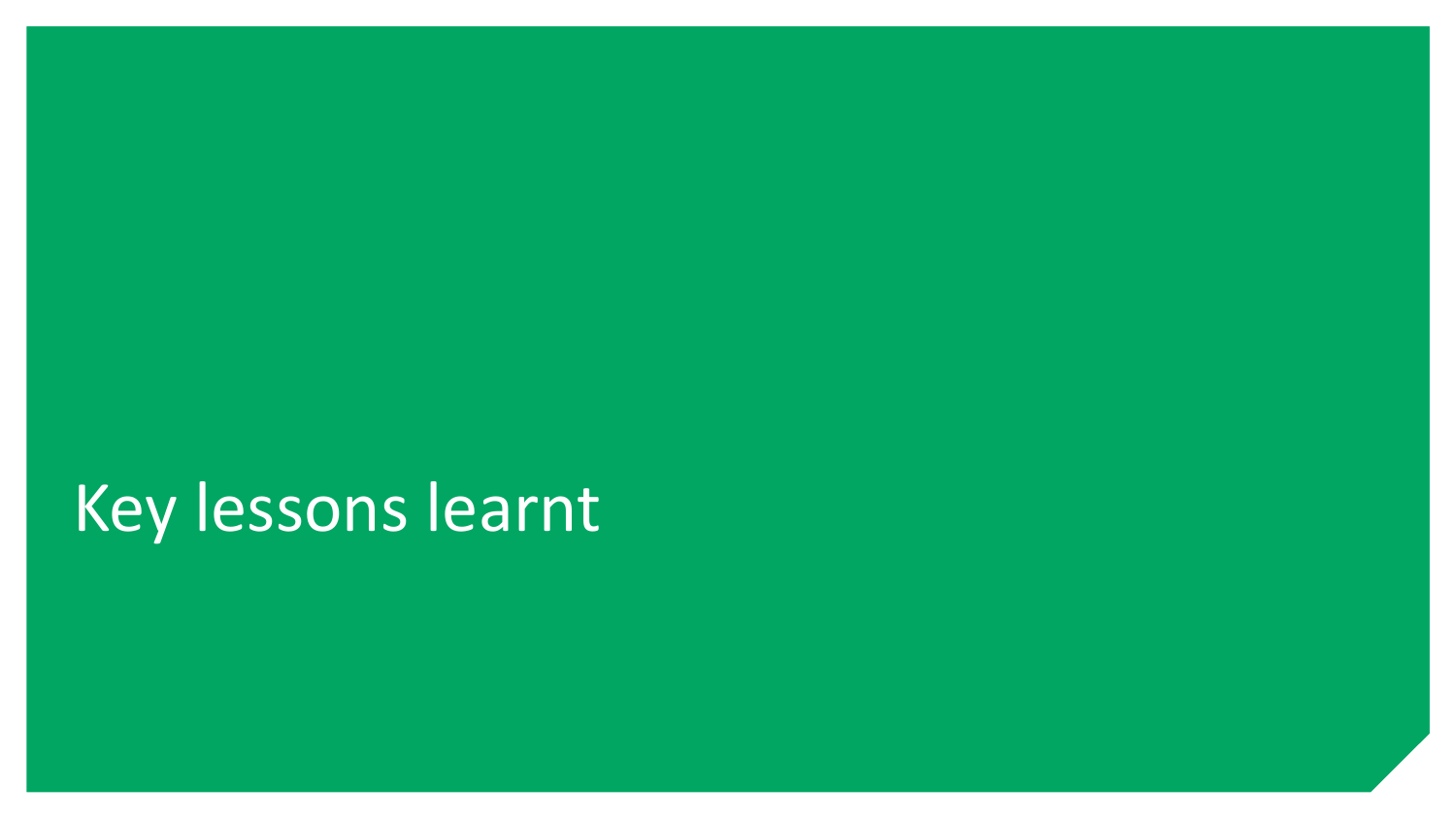# Key lessons learnt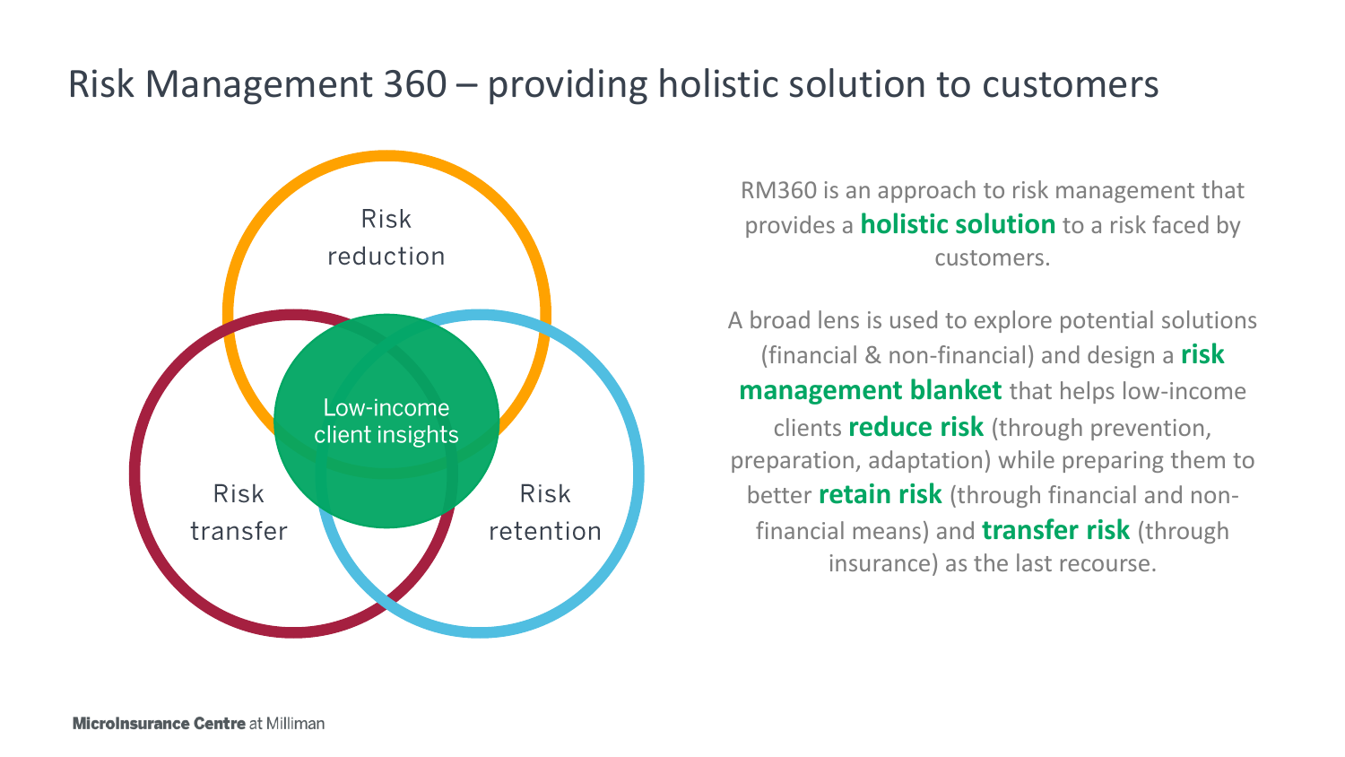# Risk Management 360 – providing holistic solution to customers

Risk reduction

Low-income client insights

Risk transfer

Risk retention

RM360 is an approach to risk management that provides a **holistic solution** to a risk faced by customers.

A broad lens is used to explore potential solutions (financial & non-financial) and design a **risk management blanket** that helps low-income clients **reduce risk** (through prevention, preparation, adaptation) while preparing them to better **retain risk** (through financial and non-financial means) and **transfer risk** (through insurance) as the last recourse.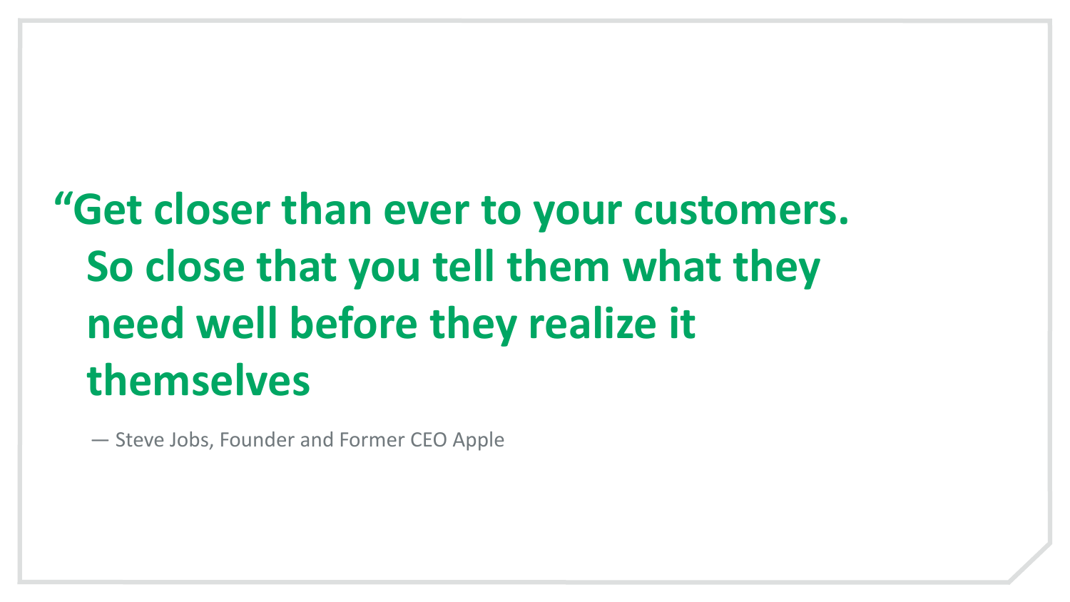**"Get closer than ever to your customers. So close that you tell them what they need well before they realize it themselves**

— Steve Jobs, Founder and Former CEO Apple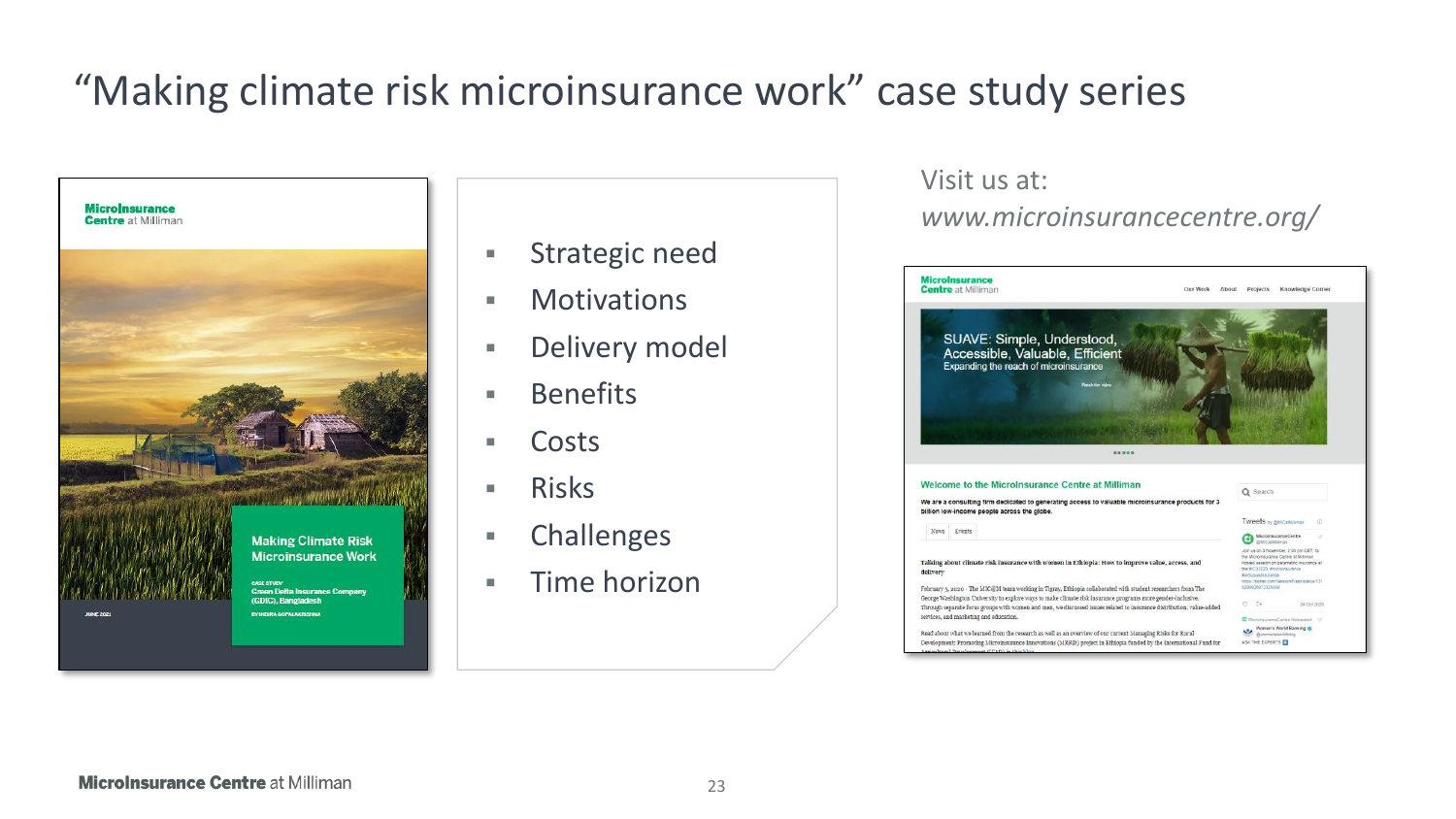# "Making climate risk microinsurance work" case study series

- Strategic need
- Motivations
- Delivery model
- Benefits
- Costs
- Risks
- Challenges
- Time horizon

Visit us at:
*www.microinsurancecentre.org/*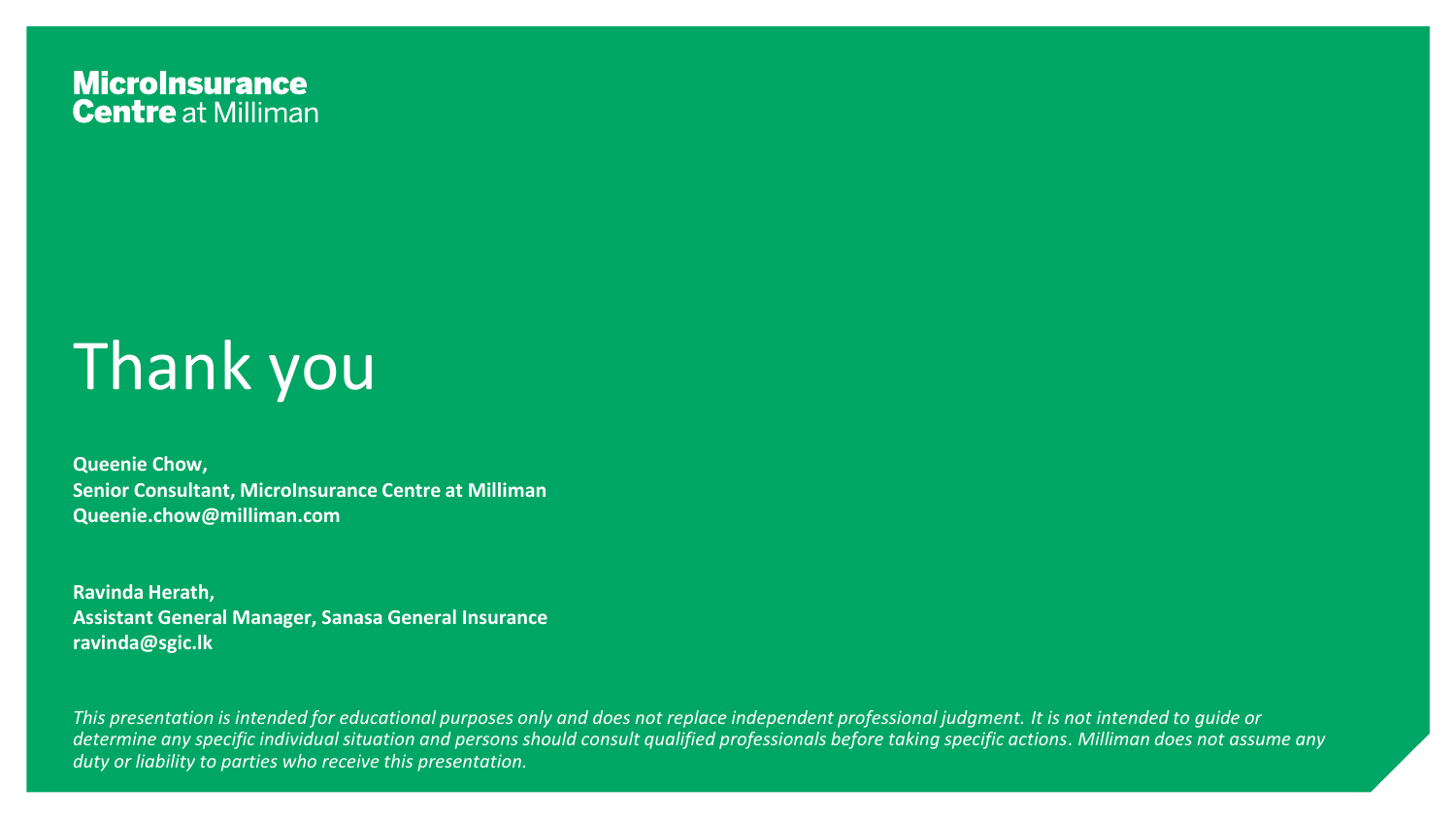**MicroInsurance Centre** at Milliman

# Thank you

**Queenie Chow,**
**Senior Consultant, MicroInsurance Centre at Milliman**
**Queenie.chow@milliman.com**

**Ravinda Herath,**
**Assistant General Manager, Sanasa General Insurance**
**ravinda@sgic.lk**

*This presentation is intended for educational purposes only and does not replace independent professional judgment. It is not intended to guide or determine any specific individual situation and persons should consult qualified professionals before taking specific actions. Milliman does not assume any duty or liability to parties who receive this presentation.*